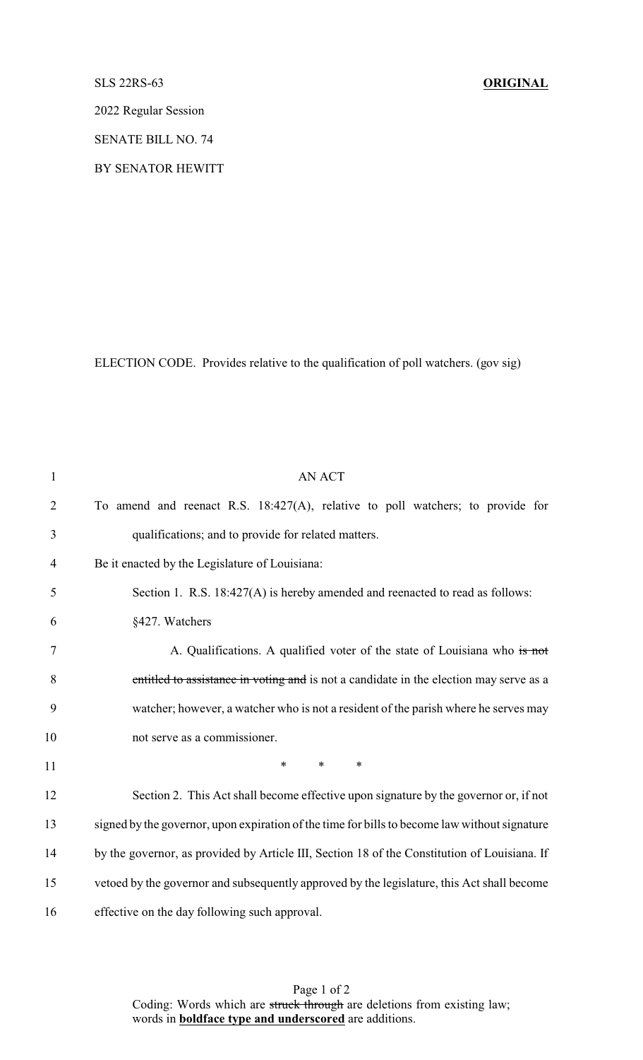SLS 22RS-63 **ORIGINAL**

2022 Regular Session

SENATE BILL NO. 74

BY SENATOR HEWITT

ELECTION CODE. Provides relative to the qualification of poll watchers. (gov sig)

AN ACT

To amend and reenact R.S. 18:427(A), relative to poll watchers; to provide for qualifications; and to provide for related matters.

Be it enacted by the Legislature of Louisiana:

Section 1. R.S. 18:427(A) is hereby amended and reenacted to read as follows:

§427. Watchers

A. Qualifications. A qualified voter of the state of Louisiana who ~~is not entitled to assistance in voting and~~ is not a candidate in the election may serve as a watcher; however, a watcher who is not a resident of the parish where he serves may not serve as a commissioner.

\* \* \*

Section 2. This Act shall become effective upon signature by the governor or, if not signed by the governor, upon expiration of the time for bills to become law without signature by the governor, as provided by Article III, Section 18 of the Constitution of Louisiana. If vetoed by the governor and subsequently approved by the legislature, this Act shall become effective on the day following such approval.

Coding: Words which are ~~struck through~~ are deletions from existing law; words in **boldface type and underscored** are additions.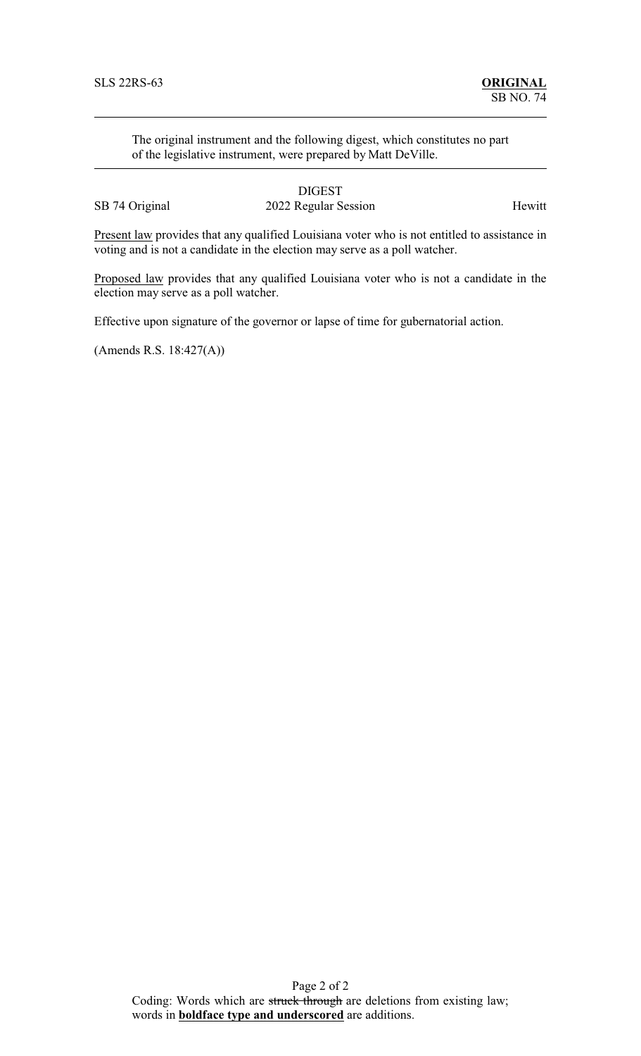The original instrument and the following digest, which constitutes no part of the legislative instrument, were prepared by Matt DeVille.

DIGEST

SB 74 Original 2022 Regular Session Hewitt

Present law provides that any qualified Louisiana voter who is not entitled to assistance in voting and is not a candidate in the election may serve as a poll watcher.

Proposed law provides that any qualified Louisiana voter who is not a candidate in the election may serve as a poll watcher.

Effective upon signature of the governor or lapse of time for gubernatorial action.

(Amends R.S. 18:427(A))

Coding: Words which are ~~struck through~~ are deletions from existing law; words in **boldface type and underscored** are additions.